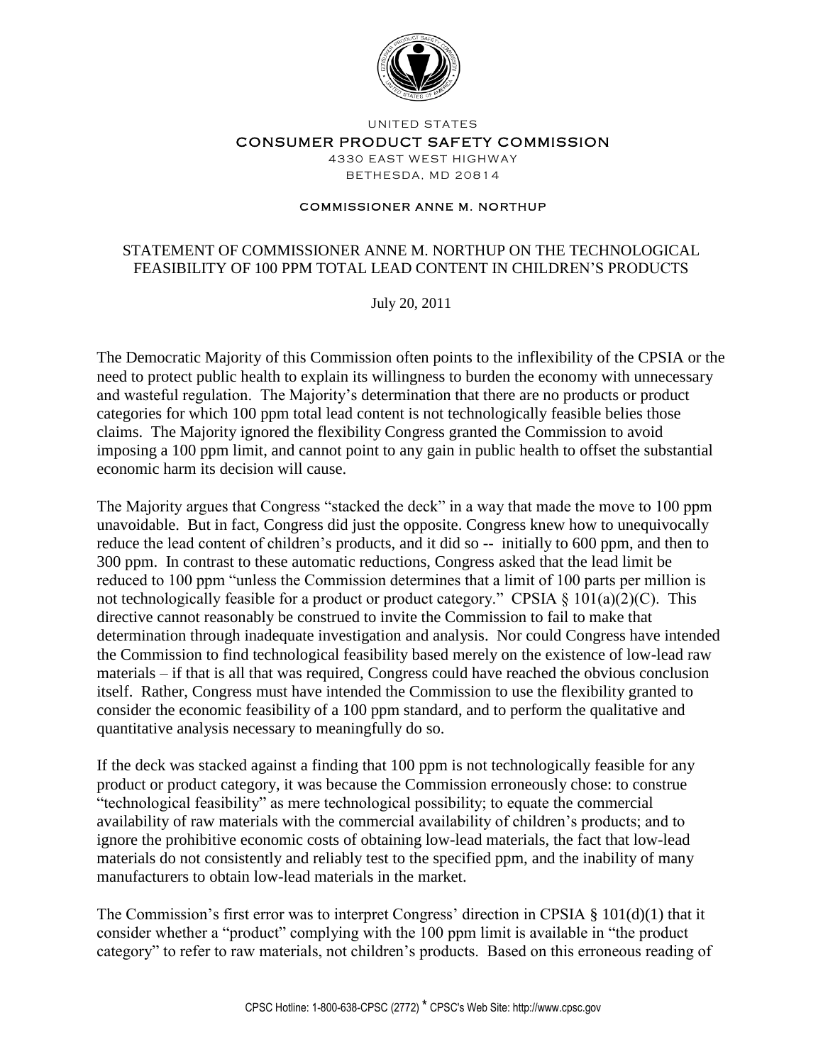UNITED STATES

CONSUMER PRODUCT SAFETY COMMISSION

4330 EAST WEST HIGHWAY

BETHESDA, MD 20814

COMMISSIONER ANNE M. NORTHUP

# STATEMENT OF COMMISSIONER ANNE M. NORTHUP ON THE TECHNOLOGICAL FEASIBILITY OF 100 PPM TOTAL LEAD CONTENT IN CHILDREN'S PRODUCTS

July 20, 2011

The Democratic Majority of this Commission often points to the inflexibility of the CPSIA or the need to protect public health to explain its willingness to burden the economy with unnecessary and wasteful regulation. The Majority's determination that there are no products or product categories for which 100 ppm total lead content is not technologically feasible belies those claims. The Majority ignored the flexibility Congress granted the Commission to avoid imposing a 100 ppm limit, and cannot point to any gain in public health to offset the substantial economic harm its decision will cause.

The Majority argues that Congress "stacked the deck" in a way that made the move to 100 ppm unavoidable. But in fact, Congress did just the opposite. Congress knew how to unequivocally reduce the lead content of children's products, and it did so -- initially to 600 ppm, and then to 300 ppm. In contrast to these automatic reductions, Congress asked that the lead limit be reduced to 100 ppm "unless the Commission determines that a limit of 100 parts per million is not technologically feasible for a product or product category." CPSIA § 101(a)(2)(C). This directive cannot reasonably be construed to invite the Commission to fail to make that determination through inadequate investigation and analysis. Nor could Congress have intended the Commission to find technological feasibility based merely on the existence of low-lead raw materials – if that is all that was required, Congress could have reached the obvious conclusion itself. Rather, Congress must have intended the Commission to use the flexibility granted to consider the economic feasibility of a 100 ppm standard, and to perform the qualitative and quantitative analysis necessary to meaningfully do so.

If the deck was stacked against a finding that 100 ppm is not technologically feasible for any product or product category, it was because the Commission erroneously chose: to construe "technological feasibility" as mere technological possibility; to equate the commercial availability of raw materials with the commercial availability of children's products; and to ignore the prohibitive economic costs of obtaining low-lead materials, the fact that low-lead materials do not consistently and reliably test to the specified ppm, and the inability of many manufacturers to obtain low-lead materials in the market.

The Commission's first error was to interpret Congress' direction in CPSIA § 101(d)(1) that it consider whether a "product" complying with the 100 ppm limit is available in "the product category" to refer to raw materials, not children's products. Based on this erroneous reading of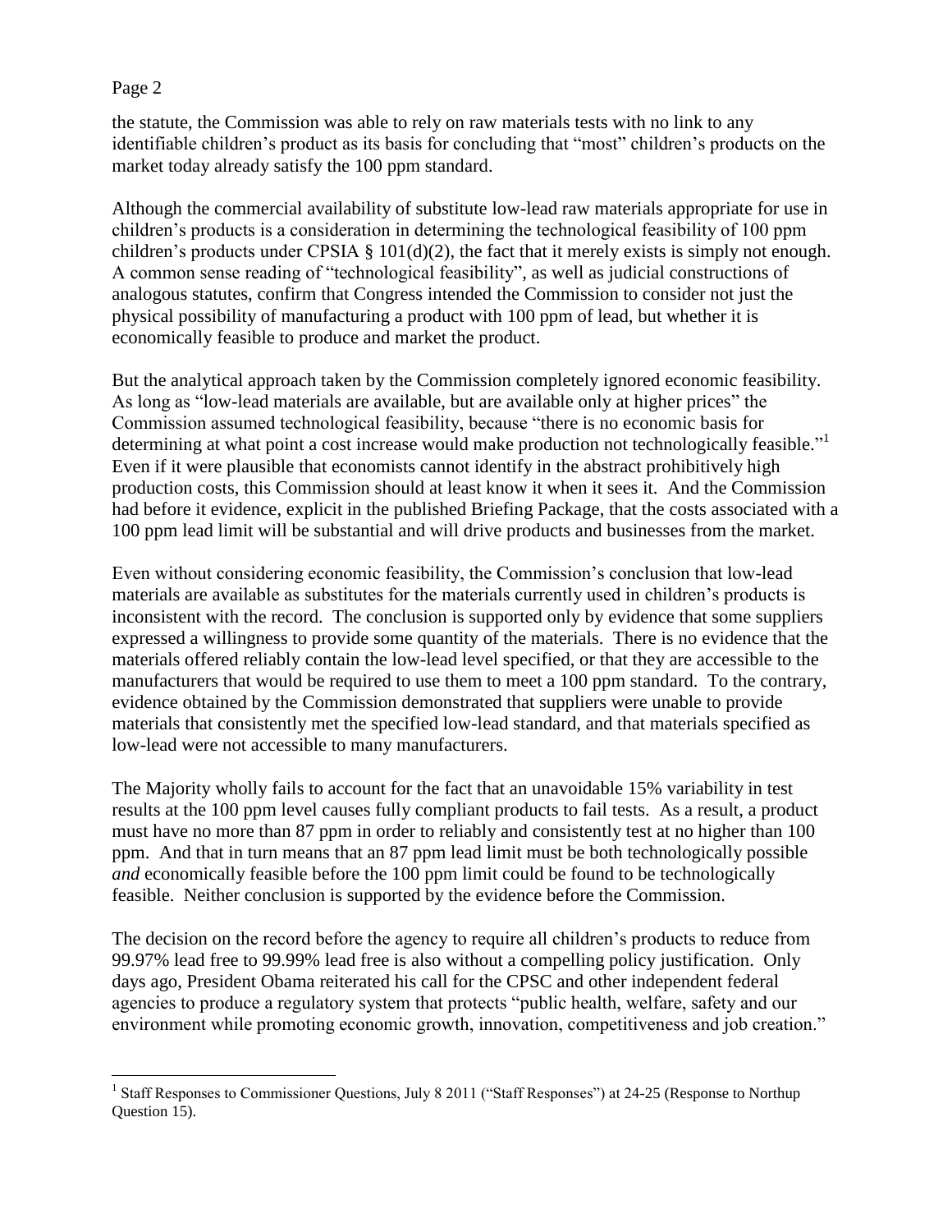the statute, the Commission was able to rely on raw materials tests with no link to any identifiable children's product as its basis for concluding that "most" children's products on the market today already satisfy the 100 ppm standard.

Although the commercial availability of substitute low-lead raw materials appropriate for use in children's products is a consideration in determining the technological feasibility of 100 ppm children's products under CPSIA § 101(d)(2), the fact that it merely exists is simply not enough. A common sense reading of "technological feasibility", as well as judicial constructions of analogous statutes, confirm that Congress intended the Commission to consider not just the physical possibility of manufacturing a product with 100 ppm of lead, but whether it is economically feasible to produce and market the product.

But the analytical approach taken by the Commission completely ignored economic feasibility. As long as "low-lead materials are available, but are available only at higher prices" the Commission assumed technological feasibility, because "there is no economic basis for determining at what point a cost increase would make production not technologically feasible."[1] Even if it were plausible that economists cannot identify in the abstract prohibitively high production costs, this Commission should at least know it when it sees it. And the Commission had before it evidence, explicit in the published Briefing Package, that the costs associated with a 100 ppm lead limit will be substantial and will drive products and businesses from the market.

Even without considering economic feasibility, the Commission's conclusion that low-lead materials are available as substitutes for the materials currently used in children's products is inconsistent with the record. The conclusion is supported only by evidence that some suppliers expressed a willingness to provide some quantity of the materials. There is no evidence that the materials offered reliably contain the low-lead level specified, or that they are accessible to the manufacturers that would be required to use them to meet a 100 ppm standard. To the contrary, evidence obtained by the Commission demonstrated that suppliers were unable to provide materials that consistently met the specified low-lead standard, and that materials specified as low-lead were not accessible to many manufacturers.

The Majority wholly fails to account for the fact that an unavoidable 15% variability in test results at the 100 ppm level causes fully compliant products to fail tests. As a result, a product must have no more than 87 ppm in order to reliably and consistently test at no higher than 100 ppm. And that in turn means that an 87 ppm lead limit must be both technologically possible *and* economically feasible before the 100 ppm limit could be found to be technologically feasible. Neither conclusion is supported by the evidence before the Commission.

The decision on the record before the agency to require all children's products to reduce from 99.97% lead free to 99.99% lead free is also without a compelling policy justification. Only days ago, President Obama reiterated his call for the CPSC and other independent federal agencies to produce a regulatory system that protects "public health, welfare, safety and our environment while promoting economic growth, innovation, competitiveness and job creation."

---

[1] Staff Responses to Commissioner Questions, July 8 2011 ("Staff Responses") at 24-25 (Response to Northup Question 15).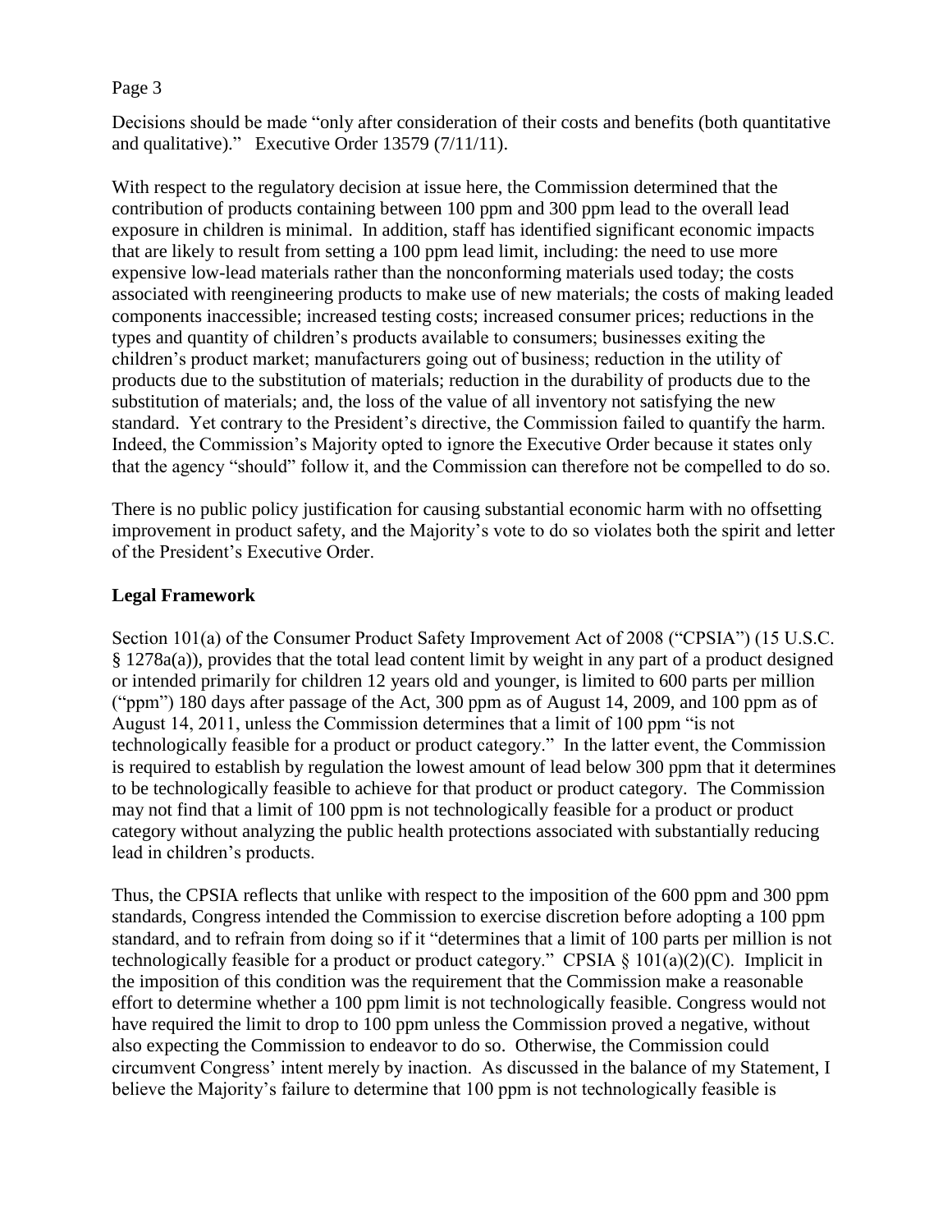Decisions should be made "only after consideration of their costs and benefits (both quantitative and qualitative)." Executive Order 13579 (7/11/11).

With respect to the regulatory decision at issue here, the Commission determined that the contribution of products containing between 100 ppm and 300 ppm lead to the overall lead exposure in children is minimal. In addition, staff has identified significant economic impacts that are likely to result from setting a 100 ppm lead limit, including: the need to use more expensive low-lead materials rather than the nonconforming materials used today; the costs associated with reengineering products to make use of new materials; the costs of making leaded components inaccessible; increased testing costs; increased consumer prices; reductions in the types and quantity of children's products available to consumers; businesses exiting the children's product market; manufacturers going out of business; reduction in the utility of products due to the substitution of materials; reduction in the durability of products due to the substitution of materials; and, the loss of the value of all inventory not satisfying the new standard. Yet contrary to the President's directive, the Commission failed to quantify the harm. Indeed, the Commission's Majority opted to ignore the Executive Order because it states only that the agency "should" follow it, and the Commission can therefore not be compelled to do so.

There is no public policy justification for causing substantial economic harm with no offsetting improvement in product safety, and the Majority's vote to do so violates both the spirit and letter of the President's Executive Order.

**Legal Framework**

Section 101(a) of the Consumer Product Safety Improvement Act of 2008 ("CPSIA") (15 U.S.C. § 1278a(a)), provides that the total lead content limit by weight in any part of a product designed or intended primarily for children 12 years old and younger, is limited to 600 parts per million ("ppm") 180 days after passage of the Act, 300 ppm as of August 14, 2009, and 100 ppm as of August 14, 2011, unless the Commission determines that a limit of 100 ppm "is not technologically feasible for a product or product category." In the latter event, the Commission is required to establish by regulation the lowest amount of lead below 300 ppm that it determines to be technologically feasible to achieve for that product or product category. The Commission may not find that a limit of 100 ppm is not technologically feasible for a product or product category without analyzing the public health protections associated with substantially reducing lead in children's products.

Thus, the CPSIA reflects that unlike with respect to the imposition of the 600 ppm and 300 ppm standards, Congress intended the Commission to exercise discretion before adopting a 100 ppm standard, and to refrain from doing so if it "determines that a limit of 100 parts per million is not technologically feasible for a product or product category." CPSIA § 101(a)(2)(C). Implicit in the imposition of this condition was the requirement that the Commission make a reasonable effort to determine whether a 100 ppm limit is not technologically feasible. Congress would not have required the limit to drop to 100 ppm unless the Commission proved a negative, without also expecting the Commission to endeavor to do so. Otherwise, the Commission could circumvent Congress' intent merely by inaction. As discussed in the balance of my Statement, I believe the Majority's failure to determine that 100 ppm is not technologically feasible is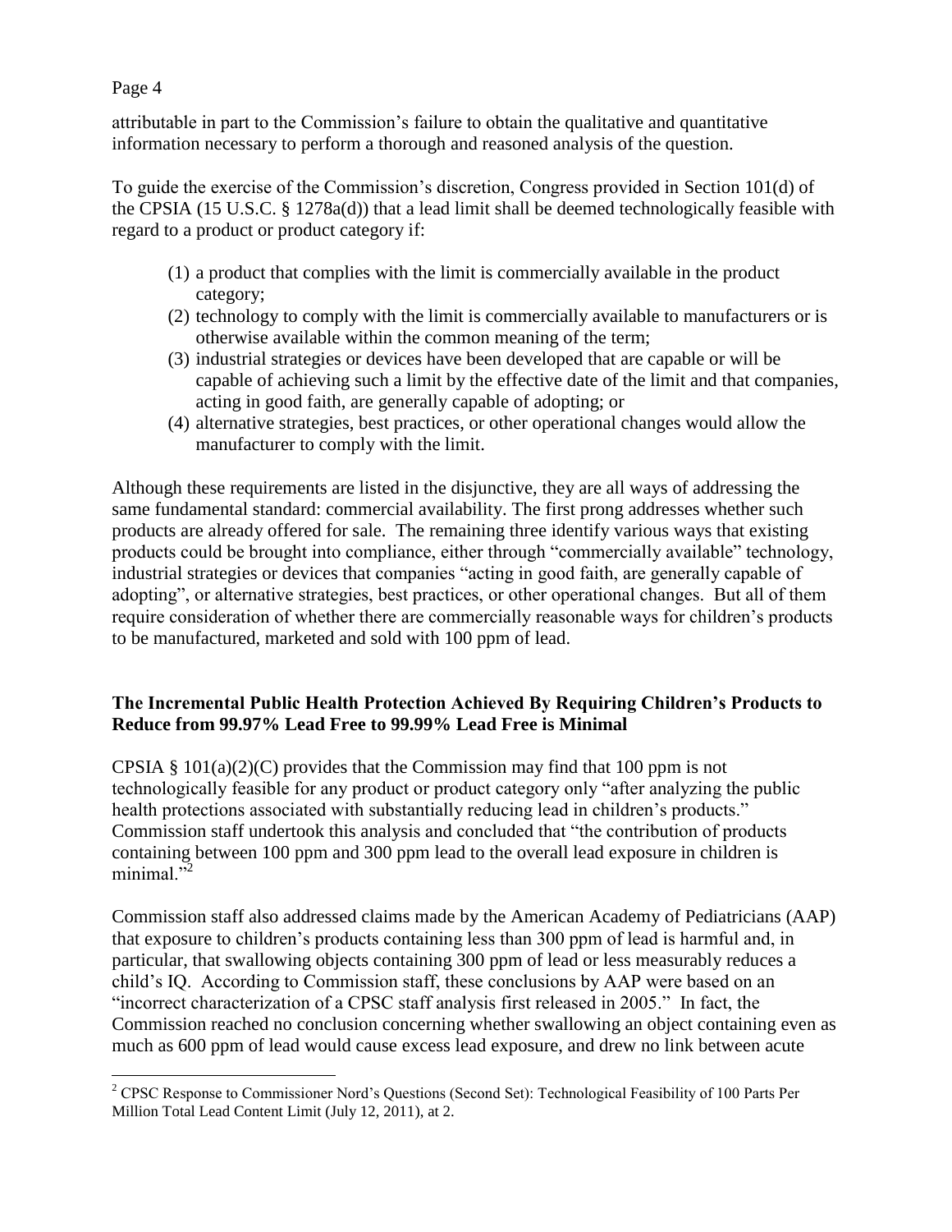attributable in part to the Commission's failure to obtain the qualitative and quantitative information necessary to perform a thorough and reasoned analysis of the question.

To guide the exercise of the Commission's discretion, Congress provided in Section 101(d) of the CPSIA (15 U.S.C. § 1278a(d)) that a lead limit shall be deemed technologically feasible with regard to a product or product category if:

(1) a product that complies with the limit is commercially available in the product category;
(2) technology to comply with the limit is commercially available to manufacturers or is otherwise available within the common meaning of the term;
(3) industrial strategies or devices have been developed that are capable or will be capable of achieving such a limit by the effective date of the limit and that companies, acting in good faith, are generally capable of adopting; or
(4) alternative strategies, best practices, or other operational changes would allow the manufacturer to comply with the limit.

Although these requirements are listed in the disjunctive, they are all ways of addressing the same fundamental standard: commercial availability. The first prong addresses whether such products are already offered for sale. The remaining three identify various ways that existing products could be brought into compliance, either through "commercially available" technology, industrial strategies or devices that companies "acting in good faith, are generally capable of adopting", or alternative strategies, best practices, or other operational changes. But all of them require consideration of whether there are commercially reasonable ways for children's products to be manufactured, marketed and sold with 100 ppm of lead.

**The Incremental Public Health Protection Achieved By Requiring Children's Products to Reduce from 99.97% Lead Free to 99.99% Lead Free is Minimal**

CPSIA § 101(a)(2)(C) provides that the Commission may find that 100 ppm is not technologically feasible for any product or product category only "after analyzing the public health protections associated with substantially reducing lead in children's products." Commission staff undertook this analysis and concluded that "the contribution of products containing between 100 ppm and 300 ppm lead to the overall lead exposure in children is minimal."[2]

Commission staff also addressed claims made by the American Academy of Pediatricians (AAP) that exposure to children's products containing less than 300 ppm of lead is harmful and, in particular, that swallowing objects containing 300 ppm of lead or less measurably reduces a child's IQ. According to Commission staff, these conclusions by AAP were based on an "incorrect characterization of a CPSC staff analysis first released in 2005." In fact, the Commission reached no conclusion concerning whether swallowing an object containing even as much as 600 ppm of lead would cause excess lead exposure, and drew no link between acute

[2] CPSC Response to Commissioner Nord's Questions (Second Set): Technological Feasibility of 100 Parts Per Million Total Lead Content Limit (July 12, 2011), at 2.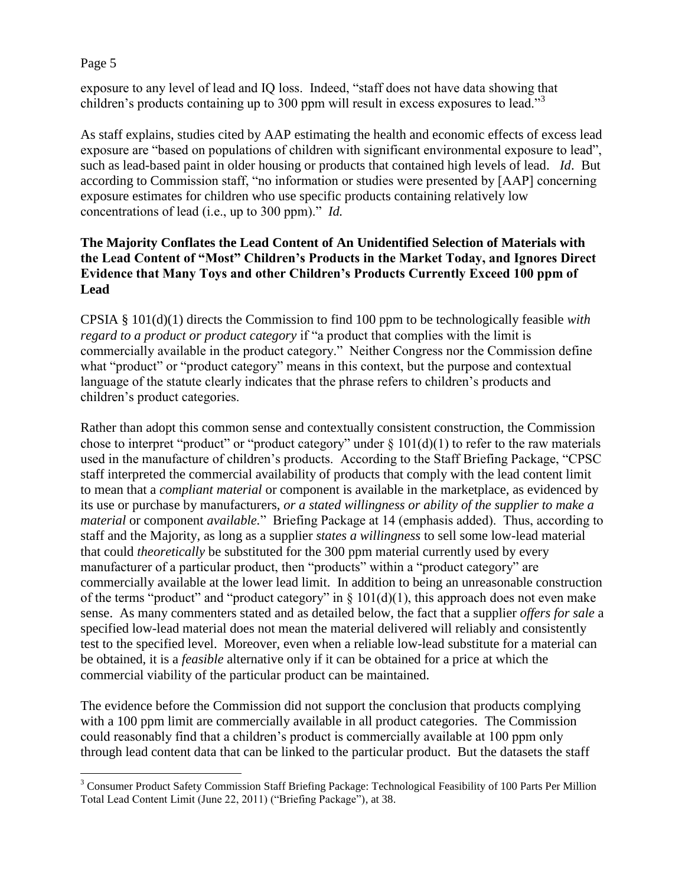exposure to any level of lead and IQ loss. Indeed, "staff does not have data showing that children's products containing up to 300 ppm will result in excess exposures to lead."[3]

As staff explains, studies cited by AAP estimating the health and economic effects of excess lead exposure are "based on populations of children with significant environmental exposure to lead", such as lead-based paint in older housing or products that contained high levels of lead. *Id*. But according to Commission staff, "no information or studies were presented by [AAP] concerning exposure estimates for children who use specific products containing relatively low concentrations of lead (i.e., up to 300 ppm)." *Id.*

**The Majority Conflates the Lead Content of An Unidentified Selection of Materials with the Lead Content of "Most" Children's Products in the Market Today, and Ignores Direct Evidence that Many Toys and other Children's Products Currently Exceed 100 ppm of Lead**

CPSIA § 101(d)(1) directs the Commission to find 100 ppm to be technologically feasible *with regard to a product or product category* if "a product that complies with the limit is commercially available in the product category." Neither Congress nor the Commission define what "product" or "product category" means in this context, but the purpose and contextual language of the statute clearly indicates that the phrase refers to children's products and children's product categories.

Rather than adopt this common sense and contextually consistent construction, the Commission chose to interpret "product" or "product category" under § 101(d)(1) to refer to the raw materials used in the manufacture of children's products. According to the Staff Briefing Package, "CPSC staff interpreted the commercial availability of products that comply with the lead content limit to mean that a *compliant material* or component is available in the marketplace, as evidenced by its use or purchase by manufacturers, *or a stated willingness or ability of the supplier to make a material* or component *available*." Briefing Package at 14 (emphasis added). Thus, according to staff and the Majority, as long as a supplier *states a willingness* to sell some low-lead material that could *theoretically* be substituted for the 300 ppm material currently used by every manufacturer of a particular product, then "products" within a "product category" are commercially available at the lower lead limit. In addition to being an unreasonable construction of the terms "product" and "product category" in § 101(d)(1), this approach does not even make sense. As many commenters stated and as detailed below, the fact that a supplier *offers for sale* a specified low-lead material does not mean the material delivered will reliably and consistently test to the specified level. Moreover, even when a reliable low-lead substitute for a material can be obtained, it is a *feasible* alternative only if it can be obtained for a price at which the commercial viability of the particular product can be maintained.

The evidence before the Commission did not support the conclusion that products complying with a 100 ppm limit are commercially available in all product categories. The Commission could reasonably find that a children's product is commercially available at 100 ppm only through lead content data that can be linked to the particular product. But the datasets the staff

[3] Consumer Product Safety Commission Staff Briefing Package: Technological Feasibility of 100 Parts Per Million Total Lead Content Limit (June 22, 2011) ("Briefing Package"), at 38.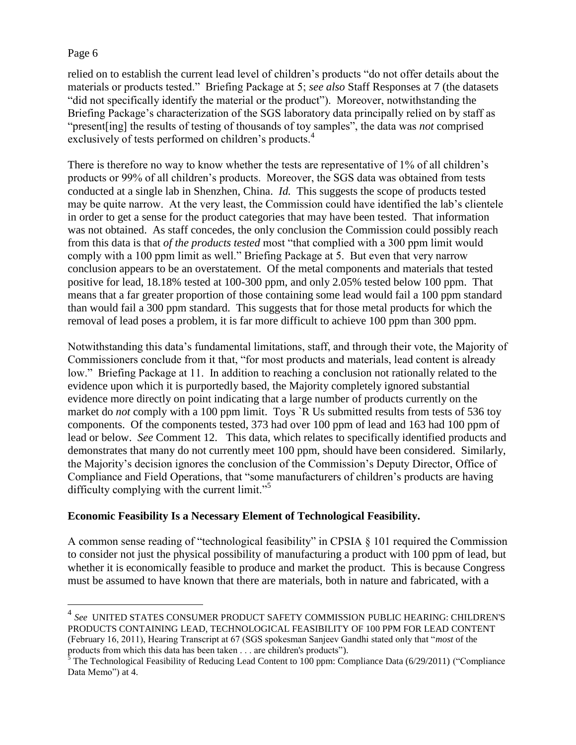relied on to establish the current lead level of children's products "do not offer details about the materials or products tested." Briefing Package at 5; *see also* Staff Responses at 7 (the datasets "did not specifically identify the material or the product"). Moreover, notwithstanding the Briefing Package's characterization of the SGS laboratory data principally relied on by staff as "present[ing] the results of testing of thousands of toy samples", the data was *not* comprised exclusively of tests performed on children's products.[4]

There is therefore no way to know whether the tests are representative of 1% of all children's products or 99% of all children's products. Moreover, the SGS data was obtained from tests conducted at a single lab in Shenzhen, China. *Id.* This suggests the scope of products tested may be quite narrow. At the very least, the Commission could have identified the lab's clientele in order to get a sense for the product categories that may have been tested. That information was not obtained. As staff concedes, the only conclusion the Commission could possibly reach from this data is that *of the products tested* most "that complied with a 300 ppm limit would comply with a 100 ppm limit as well." Briefing Package at 5. But even that very narrow conclusion appears to be an overstatement. Of the metal components and materials that tested positive for lead, 18.18% tested at 100-300 ppm, and only 2.05% tested below 100 ppm. That means that a far greater proportion of those containing some lead would fail a 100 ppm standard than would fail a 300 ppm standard. This suggests that for those metal products for which the removal of lead poses a problem, it is far more difficult to achieve 100 ppm than 300 ppm.

Notwithstanding this data's fundamental limitations, staff, and through their vote, the Majority of Commissioners conclude from it that, "for most products and materials, lead content is already low." Briefing Package at 11. In addition to reaching a conclusion not rationally related to the evidence upon which it is purportedly based, the Majority completely ignored substantial evidence more directly on point indicating that a large number of products currently on the market do *not* comply with a 100 ppm limit. Toys `R Us submitted results from tests of 536 toy components. Of the components tested, 373 had over 100 ppm of lead and 163 had 100 ppm of lead or below. *See* Comment 12. This data, which relates to specifically identified products and demonstrates that many do not currently meet 100 ppm, should have been considered. Similarly, the Majority's decision ignores the conclusion of the Commission's Deputy Director, Office of Compliance and Field Operations, that "some manufacturers of children's products are having difficulty complying with the current limit."[5]

**Economic Feasibility Is a Necessary Element of Technological Feasibility.**

A common sense reading of "technological feasibility" in CPSIA § 101 required the Commission to consider not just the physical possibility of manufacturing a product with 100 ppm of lead, but whether it is economically feasible to produce and market the product. This is because Congress must be assumed to have known that there are materials, both in nature and fabricated, with a

---

[4] *See* UNITED STATES CONSUMER PRODUCT SAFETY COMMISSION PUBLIC HEARING: CHILDREN'S PRODUCTS CONTAINING LEAD, TECHNOLOGICAL FEASIBILITY OF 100 PPM FOR LEAD CONTENT (February 16, 2011), Hearing Transcript at 67 (SGS spokesman Sanjeev Gandhi stated only that "*most* of the products from which this data has been taken . . . are children's products").

[5] The Technological Feasibility of Reducing Lead Content to 100 ppm: Compliance Data (6/29/2011) ("Compliance Data Memo") at 4.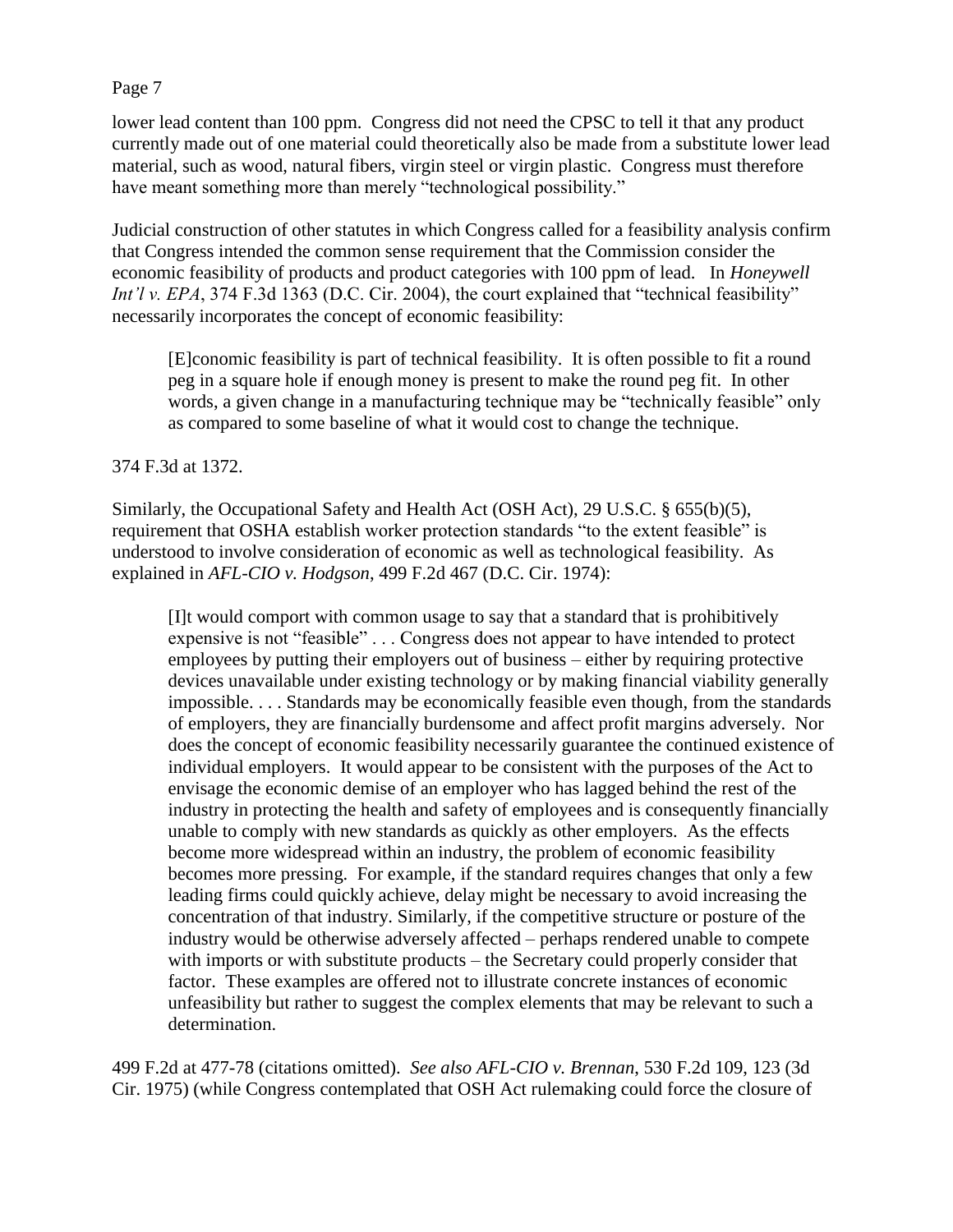lower lead content than 100 ppm. Congress did not need the CPSC to tell it that any product currently made out of one material could theoretically also be made from a substitute lower lead material, such as wood, natural fibers, virgin steel or virgin plastic. Congress must therefore have meant something more than merely "technological possibility."

Judicial construction of other statutes in which Congress called for a feasibility analysis confirm that Congress intended the common sense requirement that the Commission consider the economic feasibility of products and product categories with 100 ppm of lead. In *Honeywell Int'l v. EPA*, 374 F.3d 1363 (D.C. Cir. 2004), the court explained that "technical feasibility" necessarily incorporates the concept of economic feasibility:

> [E]conomic feasibility is part of technical feasibility. It is often possible to fit a round peg in a square hole if enough money is present to make the round peg fit. In other words, a given change in a manufacturing technique may be "technically feasible" only as compared to some baseline of what it would cost to change the technique.

374 F.3d at 1372.

Similarly, the Occupational Safety and Health Act (OSH Act), 29 U.S.C. § 655(b)(5), requirement that OSHA establish worker protection standards "to the extent feasible" is understood to involve consideration of economic as well as technological feasibility. As explained in *AFL-CIO v. Hodgson*, 499 F.2d 467 (D.C. Cir. 1974):

> [I]t would comport with common usage to say that a standard that is prohibitively expensive is not "feasible" . . . Congress does not appear to have intended to protect employees by putting their employers out of business – either by requiring protective devices unavailable under existing technology or by making financial viability generally impossible. . . . Standards may be economically feasible even though, from the standards of employers, they are financially burdensome and affect profit margins adversely. Nor does the concept of economic feasibility necessarily guarantee the continued existence of individual employers. It would appear to be consistent with the purposes of the Act to envisage the economic demise of an employer who has lagged behind the rest of the industry in protecting the health and safety of employees and is consequently financially unable to comply with new standards as quickly as other employers. As the effects become more widespread within an industry, the problem of economic feasibility becomes more pressing. For example, if the standard requires changes that only a few leading firms could quickly achieve, delay might be necessary to avoid increasing the concentration of that industry. Similarly, if the competitive structure or posture of the industry would be otherwise adversely affected – perhaps rendered unable to compete with imports or with substitute products – the Secretary could properly consider that factor. These examples are offered not to illustrate concrete instances of economic unfeasibility but rather to suggest the complex elements that may be relevant to such a determination.

499 F.2d at 477-78 (citations omitted). *See also AFL-CIO v. Brennan*, 530 F.2d 109, 123 (3d Cir. 1975) (while Congress contemplated that OSH Act rulemaking could force the closure of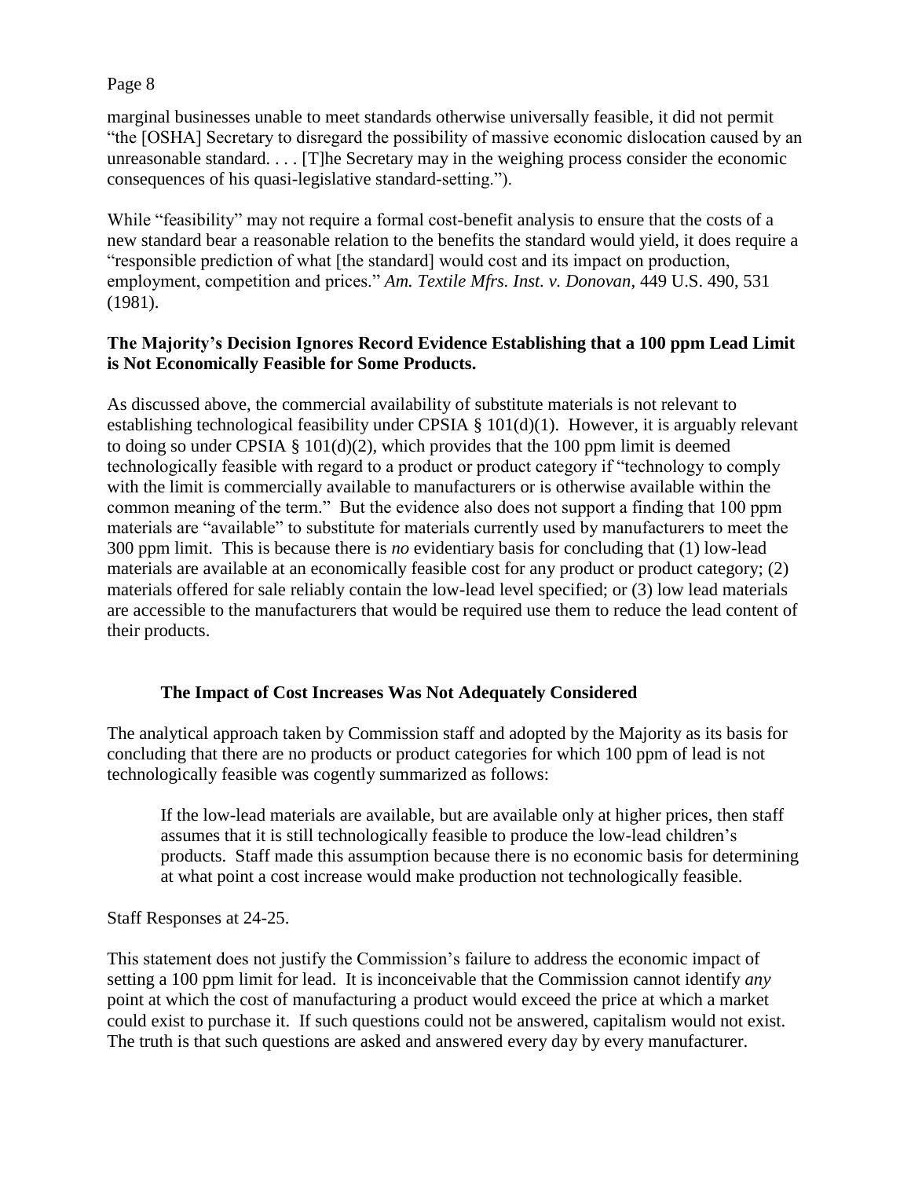marginal businesses unable to meet standards otherwise universally feasible, it did not permit "the [OSHA] Secretary to disregard the possibility of massive economic dislocation caused by an unreasonable standard. . . . [T]he Secretary may in the weighing process consider the economic consequences of his quasi-legislative standard-setting.").

While "feasibility" may not require a formal cost-benefit analysis to ensure that the costs of a new standard bear a reasonable relation to the benefits the standard would yield, it does require a "responsible prediction of what [the standard] would cost and its impact on production, employment, competition and prices." *Am. Textile Mfrs. Inst. v. Donovan*, 449 U.S. 490, 531 (1981).

**The Majority's Decision Ignores Record Evidence Establishing that a 100 ppm Lead Limit is Not Economically Feasible for Some Products.**

As discussed above, the commercial availability of substitute materials is not relevant to establishing technological feasibility under CPSIA § 101(d)(1). However, it is arguably relevant to doing so under CPSIA § 101(d)(2), which provides that the 100 ppm limit is deemed technologically feasible with regard to a product or product category if "technology to comply with the limit is commercially available to manufacturers or is otherwise available within the common meaning of the term." But the evidence also does not support a finding that 100 ppm materials are "available" to substitute for materials currently used by manufacturers to meet the 300 ppm limit. This is because there is *no* evidentiary basis for concluding that (1) low-lead materials are available at an economically feasible cost for any product or product category; (2) materials offered for sale reliably contain the low-lead level specified; or (3) low lead materials are accessible to the manufacturers that would be required use them to reduce the lead content of their products.

**The Impact of Cost Increases Was Not Adequately Considered**

The analytical approach taken by Commission staff and adopted by the Majority as its basis for concluding that there are no products or product categories for which 100 ppm of lead is not technologically feasible was cogently summarized as follows:

> If the low-lead materials are available, but are available only at higher prices, then staff assumes that it is still technologically feasible to produce the low-lead children's products. Staff made this assumption because there is no economic basis for determining at what point a cost increase would make production not technologically feasible.

Staff Responses at 24-25.

This statement does not justify the Commission's failure to address the economic impact of setting a 100 ppm limit for lead. It is inconceivable that the Commission cannot identify *any* point at which the cost of manufacturing a product would exceed the price at which a market could exist to purchase it. If such questions could not be answered, capitalism would not exist. The truth is that such questions are asked and answered every day by every manufacturer.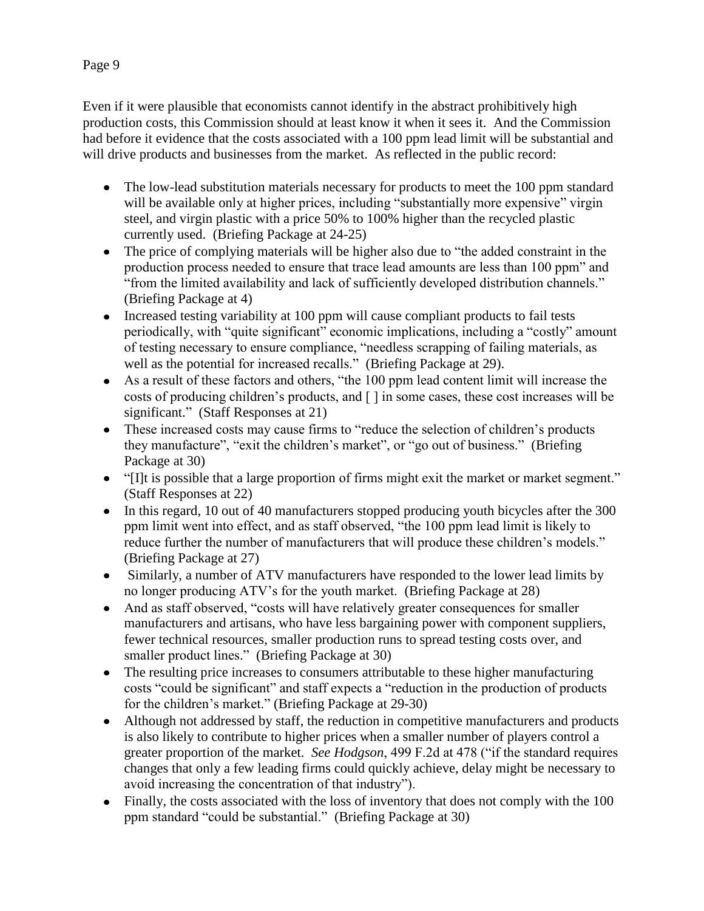Even if it were plausible that economists cannot identify in the abstract prohibitively high production costs, this Commission should at least know it when it sees it. And the Commission had before it evidence that the costs associated with a 100 ppm lead limit will be substantial and will drive products and businesses from the market. As reflected in the public record:

- The low-lead substitution materials necessary for products to meet the 100 ppm standard will be available only at higher prices, including "substantially more expensive" virgin steel, and virgin plastic with a price 50% to 100% higher than the recycled plastic currently used. (Briefing Package at 24-25)
- The price of complying materials will be higher also due to "the added constraint in the production process needed to ensure that trace lead amounts are less than 100 ppm" and "from the limited availability and lack of sufficiently developed distribution channels." (Briefing Package at 4)
- Increased testing variability at 100 ppm will cause compliant products to fail tests periodically, with "quite significant" economic implications, including a "costly" amount of testing necessary to ensure compliance, "needless scrapping of failing materials, as well as the potential for increased recalls." (Briefing Package at 29).
- As a result of these factors and others, "the 100 ppm lead content limit will increase the costs of producing children's products, and [ ] in some cases, these cost increases will be significant." (Staff Responses at 21)
- These increased costs may cause firms to "reduce the selection of children's products they manufacture", "exit the children's market", or "go out of business." (Briefing Package at 30)
- "[I]t is possible that a large proportion of firms might exit the market or market segment." (Staff Responses at 22)
- In this regard, 10 out of 40 manufacturers stopped producing youth bicycles after the 300 ppm limit went into effect, and as staff observed, "the 100 ppm lead limit is likely to reduce further the number of manufacturers that will produce these children's models." (Briefing Package at 27)
- Similarly, a number of ATV manufacturers have responded to the lower lead limits by no longer producing ATV's for the youth market. (Briefing Package at 28)
- And as staff observed, "costs will have relatively greater consequences for smaller manufacturers and artisans, who have less bargaining power with component suppliers, fewer technical resources, smaller production runs to spread testing costs over, and smaller product lines." (Briefing Package at 30)
- The resulting price increases to consumers attributable to these higher manufacturing costs "could be significant" and staff expects a "reduction in the production of products for the children's market." (Briefing Package at 29-30)
- Although not addressed by staff, the reduction in competitive manufacturers and products is also likely to contribute to higher prices when a smaller number of players control a greater proportion of the market. *See Hodgson*, 499 F.2d at 478 ("if the standard requires changes that only a few leading firms could quickly achieve, delay might be necessary to avoid increasing the concentration of that industry").
- Finally, the costs associated with the loss of inventory that does not comply with the 100 ppm standard "could be substantial." (Briefing Package at 30)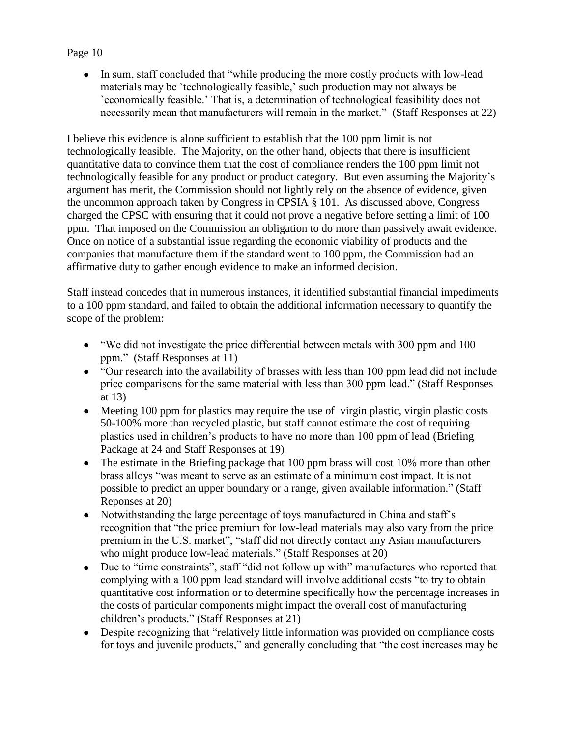- In sum, staff concluded that "while producing the more costly products with low-lead materials may be `technologically feasible,' such production may not always be `economically feasible.' That is, a determination of technological feasibility does not necessarily mean that manufacturers will remain in the market." (Staff Responses at 22)

I believe this evidence is alone sufficient to establish that the 100 ppm limit is not technologically feasible. The Majority, on the other hand, objects that there is insufficient quantitative data to convince them that the cost of compliance renders the 100 ppm limit not technologically feasible for any product or product category. But even assuming the Majority's argument has merit, the Commission should not lightly rely on the absence of evidence, given the uncommon approach taken by Congress in CPSIA § 101. As discussed above, Congress charged the CPSC with ensuring that it could not prove a negative before setting a limit of 100 ppm. That imposed on the Commission an obligation to do more than passively await evidence. Once on notice of a substantial issue regarding the economic viability of products and the companies that manufacture them if the standard went to 100 ppm, the Commission had an affirmative duty to gather enough evidence to make an informed decision.

Staff instead concedes that in numerous instances, it identified substantial financial impediments to a 100 ppm standard, and failed to obtain the additional information necessary to quantify the scope of the problem:

- "We did not investigate the price differential between metals with 300 ppm and 100 ppm." (Staff Responses at 11)
- "Our research into the availability of brasses with less than 100 ppm lead did not include price comparisons for the same material with less than 300 ppm lead." (Staff Responses at 13)
- Meeting 100 ppm for plastics may require the use of virgin plastic, virgin plastic costs 50-100% more than recycled plastic, but staff cannot estimate the cost of requiring plastics used in children's products to have no more than 100 ppm of lead (Briefing Package at 24 and Staff Responses at 19)
- The estimate in the Briefing package that 100 ppm brass will cost 10% more than other brass alloys "was meant to serve as an estimate of a minimum cost impact. It is not possible to predict an upper boundary or a range, given available information." (Staff Reponses at 20)
- Notwithstanding the large percentage of toys manufactured in China and staff's recognition that "the price premium for low-lead materials may also vary from the price premium in the U.S. market", "staff did not directly contact any Asian manufacturers who might produce low-lead materials." (Staff Responses at 20)
- Due to "time constraints", staff "did not follow up with" manufactures who reported that complying with a 100 ppm lead standard will involve additional costs "to try to obtain quantitative cost information or to determine specifically how the percentage increases in the costs of particular components might impact the overall cost of manufacturing children's products." (Staff Responses at 21)
- Despite recognizing that "relatively little information was provided on compliance costs for toys and juvenile products," and generally concluding that "the cost increases may be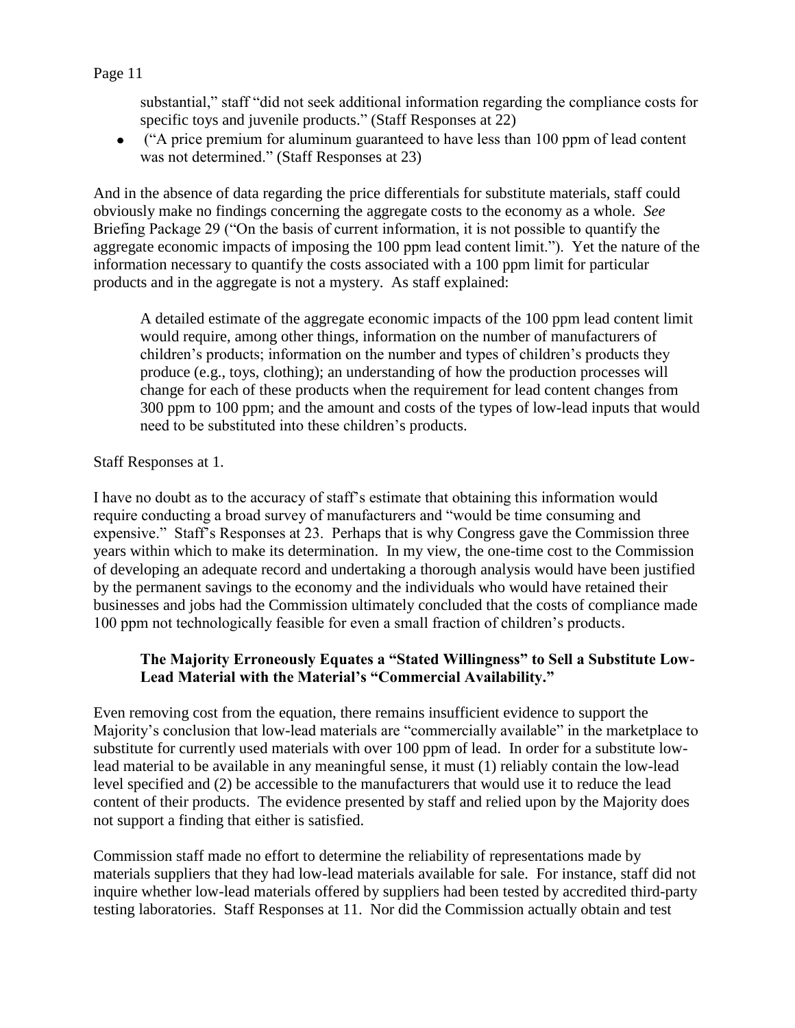substantial," staff "did not seek additional information regarding the compliance costs for specific toys and juvenile products." (Staff Responses at 22)

- ("A price premium for aluminum guaranteed to have less than 100 ppm of lead content was not determined." (Staff Responses at 23)

And in the absence of data regarding the price differentials for substitute materials, staff could obviously make no findings concerning the aggregate costs to the economy as a whole. *See* Briefing Package 29 ("On the basis of current information, it is not possible to quantify the aggregate economic impacts of imposing the 100 ppm lead content limit."). Yet the nature of the information necessary to quantify the costs associated with a 100 ppm limit for particular products and in the aggregate is not a mystery. As staff explained:

> A detailed estimate of the aggregate economic impacts of the 100 ppm lead content limit would require, among other things, information on the number of manufacturers of children's products; information on the number and types of children's products they produce (e.g., toys, clothing); an understanding of how the production processes will change for each of these products when the requirement for lead content changes from 300 ppm to 100 ppm; and the amount and costs of the types of low-lead inputs that would need to be substituted into these children's products.

Staff Responses at 1.

I have no doubt as to the accuracy of staff's estimate that obtaining this information would require conducting a broad survey of manufacturers and "would be time consuming and expensive." Staff's Responses at 23. Perhaps that is why Congress gave the Commission three years within which to make its determination. In my view, the one-time cost to the Commission of developing an adequate record and undertaking a thorough analysis would have been justified by the permanent savings to the economy and the individuals who would have retained their businesses and jobs had the Commission ultimately concluded that the costs of compliance made 100 ppm not technologically feasible for even a small fraction of children's products.

**The Majority Erroneously Equates a "Stated Willingness" to Sell a Substitute Low-Lead Material with the Material's "Commercial Availability."**

Even removing cost from the equation, there remains insufficient evidence to support the Majority's conclusion that low-lead materials are "commercially available" in the marketplace to substitute for currently used materials with over 100 ppm of lead. In order for a substitute low-lead material to be available in any meaningful sense, it must (1) reliably contain the low-lead level specified and (2) be accessible to the manufacturers that would use it to reduce the lead content of their products. The evidence presented by staff and relied upon by the Majority does not support a finding that either is satisfied.

Commission staff made no effort to determine the reliability of representations made by materials suppliers that they had low-lead materials available for sale. For instance, staff did not inquire whether low-lead materials offered by suppliers had been tested by accredited third-party testing laboratories. Staff Responses at 11. Nor did the Commission actually obtain and test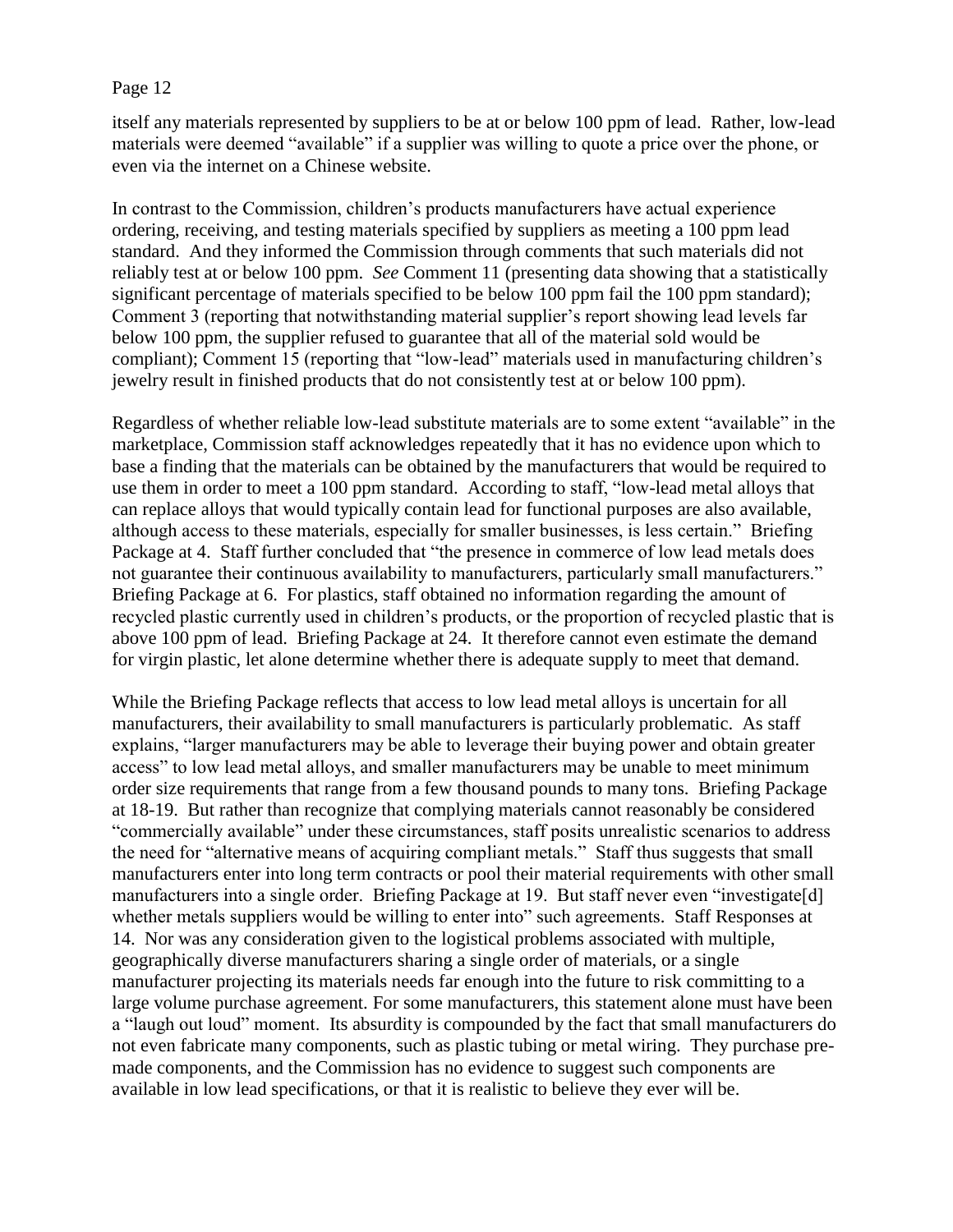itself any materials represented by suppliers to be at or below 100 ppm of lead. Rather, low-lead materials were deemed "available" if a supplier was willing to quote a price over the phone, or even via the internet on a Chinese website.

In contrast to the Commission, children's products manufacturers have actual experience ordering, receiving, and testing materials specified by suppliers as meeting a 100 ppm lead standard. And they informed the Commission through comments that such materials did not reliably test at or below 100 ppm. *See* Comment 11 (presenting data showing that a statistically significant percentage of materials specified to be below 100 ppm fail the 100 ppm standard); Comment 3 (reporting that notwithstanding material supplier's report showing lead levels far below 100 ppm, the supplier refused to guarantee that all of the material sold would be compliant); Comment 15 (reporting that "low-lead" materials used in manufacturing children's jewelry result in finished products that do not consistently test at or below 100 ppm).

Regardless of whether reliable low-lead substitute materials are to some extent "available" in the marketplace, Commission staff acknowledges repeatedly that it has no evidence upon which to base a finding that the materials can be obtained by the manufacturers that would be required to use them in order to meet a 100 ppm standard. According to staff, "low-lead metal alloys that can replace alloys that would typically contain lead for functional purposes are also available, although access to these materials, especially for smaller businesses, is less certain." Briefing Package at 4. Staff further concluded that "the presence in commerce of low lead metals does not guarantee their continuous availability to manufacturers, particularly small manufacturers." Briefing Package at 6. For plastics, staff obtained no information regarding the amount of recycled plastic currently used in children's products, or the proportion of recycled plastic that is above 100 ppm of lead. Briefing Package at 24. It therefore cannot even estimate the demand for virgin plastic, let alone determine whether there is adequate supply to meet that demand.

While the Briefing Package reflects that access to low lead metal alloys is uncertain for all manufacturers, their availability to small manufacturers is particularly problematic. As staff explains, "larger manufacturers may be able to leverage their buying power and obtain greater access" to low lead metal alloys, and smaller manufacturers may be unable to meet minimum order size requirements that range from a few thousand pounds to many tons. Briefing Package at 18-19. But rather than recognize that complying materials cannot reasonably be considered "commercially available" under these circumstances, staff posits unrealistic scenarios to address the need for "alternative means of acquiring compliant metals." Staff thus suggests that small manufacturers enter into long term contracts or pool their material requirements with other small manufacturers into a single order. Briefing Package at 19. But staff never even "investigate[d] whether metals suppliers would be willing to enter into" such agreements. Staff Responses at 14. Nor was any consideration given to the logistical problems associated with multiple, geographically diverse manufacturers sharing a single order of materials, or a single manufacturer projecting its materials needs far enough into the future to risk committing to a large volume purchase agreement. For some manufacturers, this statement alone must have been a "laugh out loud" moment. Its absurdity is compounded by the fact that small manufacturers do not even fabricate many components, such as plastic tubing or metal wiring. They purchase pre-made components, and the Commission has no evidence to suggest such components are available in low lead specifications, or that it is realistic to believe they ever will be.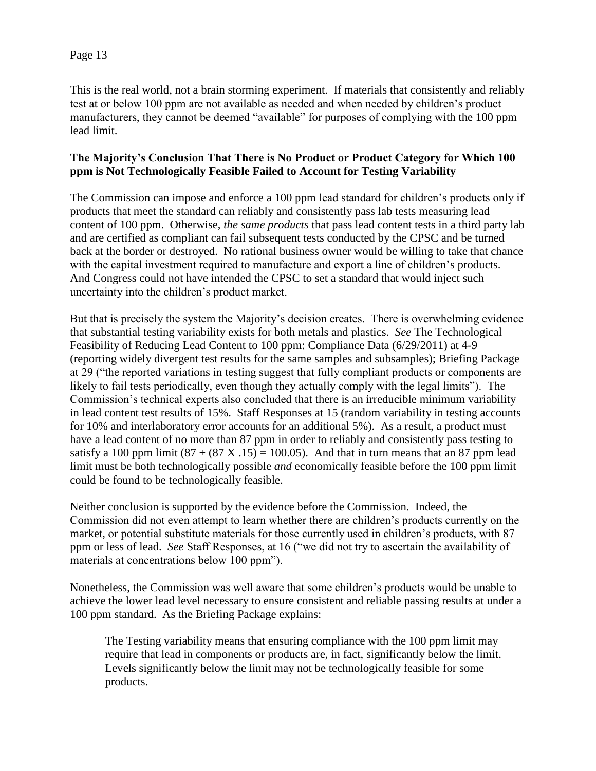This is the real world, not a brain storming experiment. If materials that consistently and reliably test at or below 100 ppm are not available as needed and when needed by children's product manufacturers, they cannot be deemed "available" for purposes of complying with the 100 ppm lead limit.

**The Majority's Conclusion That There is No Product or Product Category for Which 100 ppm is Not Technologically Feasible Failed to Account for Testing Variability**

The Commission can impose and enforce a 100 ppm lead standard for children's products only if products that meet the standard can reliably and consistently pass lab tests measuring lead content of 100 ppm. Otherwise, *the same products* that pass lead content tests in a third party lab and are certified as compliant can fail subsequent tests conducted by the CPSC and be turned back at the border or destroyed. No rational business owner would be willing to take that chance with the capital investment required to manufacture and export a line of children's products. And Congress could not have intended the CPSC to set a standard that would inject such uncertainty into the children's product market.

But that is precisely the system the Majority's decision creates. There is overwhelming evidence that substantial testing variability exists for both metals and plastics. *See* The Technological Feasibility of Reducing Lead Content to 100 ppm: Compliance Data (6/29/2011) at 4-9 (reporting widely divergent test results for the same samples and subsamples); Briefing Package at 29 ("the reported variations in testing suggest that fully compliant products or components are likely to fail tests periodically, even though they actually comply with the legal limits"). The Commission's technical experts also concluded that there is an irreducible minimum variability in lead content test results of 15%. Staff Responses at 15 (random variability in testing accounts for 10% and interlaboratory error accounts for an additional 5%). As a result, a product must have a lead content of no more than 87 ppm in order to reliably and consistently pass testing to satisfy a 100 ppm limit (87 + (87 X .15) = 100.05). And that in turn means that an 87 ppm lead limit must be both technologically possible *and* economically feasible before the 100 ppm limit could be found to be technologically feasible.

Neither conclusion is supported by the evidence before the Commission. Indeed, the Commission did not even attempt to learn whether there are children's products currently on the market, or potential substitute materials for those currently used in children's products, with 87 ppm or less of lead. *See* Staff Responses, at 16 ("we did not try to ascertain the availability of materials at concentrations below 100 ppm").

Nonetheless, the Commission was well aware that some children's products would be unable to achieve the lower lead level necessary to ensure consistent and reliable passing results at under a 100 ppm standard. As the Briefing Package explains:

> The Testing variability means that ensuring compliance with the 100 ppm limit may require that lead in components or products are, in fact, significantly below the limit. Levels significantly below the limit may not be technologically feasible for some products.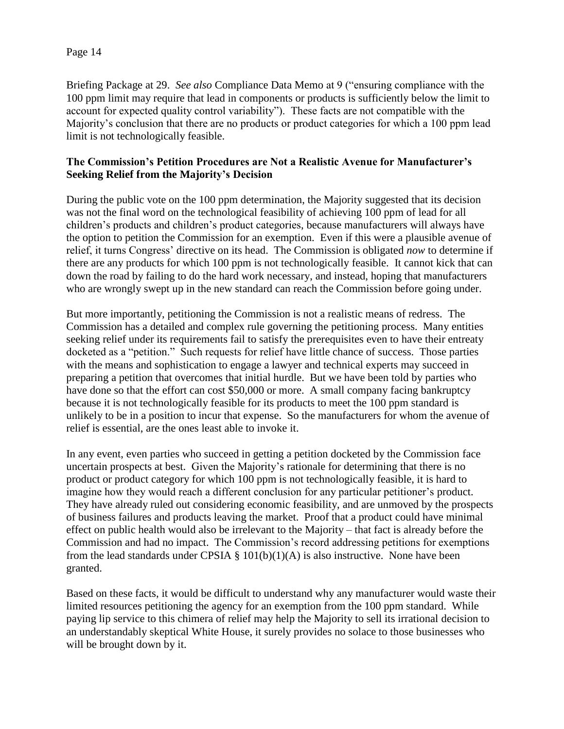Briefing Package at 29. *See also* Compliance Data Memo at 9 ("ensuring compliance with the 100 ppm limit may require that lead in components or products is sufficiently below the limit to account for expected quality control variability"). These facts are not compatible with the Majority's conclusion that there are no products or product categories for which a 100 ppm lead limit is not technologically feasible.

**The Commission's Petition Procedures are Not a Realistic Avenue for Manufacturer's Seeking Relief from the Majority's Decision**

During the public vote on the 100 ppm determination, the Majority suggested that its decision was not the final word on the technological feasibility of achieving 100 ppm of lead for all children's products and children's product categories, because manufacturers will always have the option to petition the Commission for an exemption. Even if this were a plausible avenue of relief, it turns Congress' directive on its head. The Commission is obligated *now* to determine if there are any products for which 100 ppm is not technologically feasible. It cannot kick that can down the road by failing to do the hard work necessary, and instead, hoping that manufacturers who are wrongly swept up in the new standard can reach the Commission before going under.

But more importantly, petitioning the Commission is not a realistic means of redress. The Commission has a detailed and complex rule governing the petitioning process. Many entities seeking relief under its requirements fail to satisfy the prerequisites even to have their entreaty docketed as a "petition." Such requests for relief have little chance of success. Those parties with the means and sophistication to engage a lawyer and technical experts may succeed in preparing a petition that overcomes that initial hurdle. But we have been told by parties who have done so that the effort can cost $50,000 or more. A small company facing bankruptcy because it is not technologically feasible for its products to meet the 100 ppm standard is unlikely to be in a position to incur that expense. So the manufacturers for whom the avenue of relief is essential, are the ones least able to invoke it.

In any event, even parties who succeed in getting a petition docketed by the Commission face uncertain prospects at best. Given the Majority's rationale for determining that there is no product or product category for which 100 ppm is not technologically feasible, it is hard to imagine how they would reach a different conclusion for any particular petitioner's product. They have already ruled out considering economic feasibility, and are unmoved by the prospects of business failures and products leaving the market. Proof that a product could have minimal effect on public health would also be irrelevant to the Majority – that fact is already before the Commission and had no impact. The Commission's record addressing petitions for exemptions from the lead standards under CPSIA § 101(b)(1)(A) is also instructive. None have been granted.

Based on these facts, it would be difficult to understand why any manufacturer would waste their limited resources petitioning the agency for an exemption from the 100 ppm standard. While paying lip service to this chimera of relief may help the Majority to sell its irrational decision to an understandably skeptical White House, it surely provides no solace to those businesses who will be brought down by it.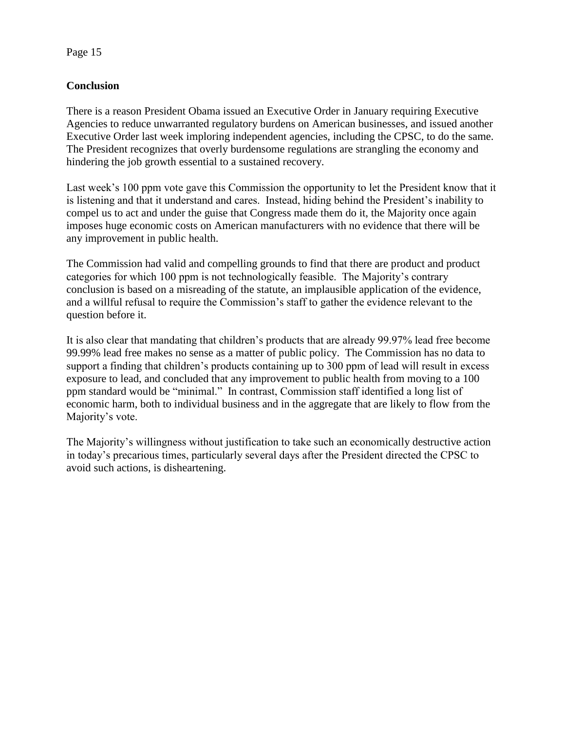## Conclusion

There is a reason President Obama issued an Executive Order in January requiring Executive Agencies to reduce unwarranted regulatory burdens on American businesses, and issued another Executive Order last week imploring independent agencies, including the CPSC, to do the same. The President recognizes that overly burdensome regulations are strangling the economy and hindering the job growth essential to a sustained recovery.

Last week's 100 ppm vote gave this Commission the opportunity to let the President know that it is listening and that it understand and cares. Instead, hiding behind the President's inability to compel us to act and under the guise that Congress made them do it, the Majority once again imposes huge economic costs on American manufacturers with no evidence that there will be any improvement in public health.

The Commission had valid and compelling grounds to find that there are product and product categories for which 100 ppm is not technologically feasible. The Majority's contrary conclusion is based on a misreading of the statute, an implausible application of the evidence, and a willful refusal to require the Commission's staff to gather the evidence relevant to the question before it.

It is also clear that mandating that children's products that are already 99.97% lead free become 99.99% lead free makes no sense as a matter of public policy. The Commission has no data to support a finding that children's products containing up to 300 ppm of lead will result in excess exposure to lead, and concluded that any improvement to public health from moving to a 100 ppm standard would be "minimal." In contrast, Commission staff identified a long list of economic harm, both to individual business and in the aggregate that are likely to flow from the Majority's vote.

The Majority's willingness without justification to take such an economically destructive action in today's precarious times, particularly several days after the President directed the CPSC to avoid such actions, is disheartening.